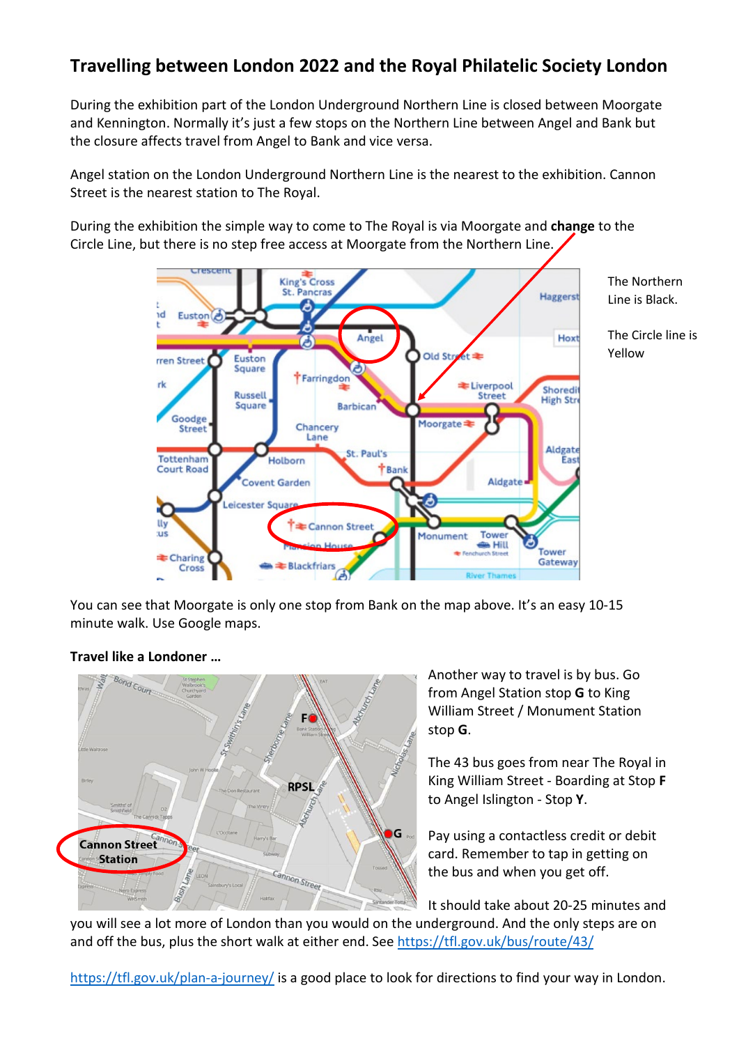# Travelling between London 2022 and the Royal Philatelic Society London

During the exhibition part of the London Underground Northern Line is closed between Moorgate and Kennington. Normally it's just a few stops on the Northern Line between Angel and Bank but the closure affects travel from Angel to Bank and vice versa.

Angel station on the London Underground Northern Line is the nearest to the exhibition. Cannon Street is the nearest station to The Royal.

During the exhibition the simple way to come to The Royal is via Moorgate and **change** to the Circle Line, but there is no step free access at Moorgate from the Northern Line.

The Northern Line is Black.

The Circle line is Yellow

You can see that Moorgate is only one stop from Bank on the map above. It's an easy 10-15 minute walk. Use Google maps.

**Travel like a Londoner …**

Another way to travel is by bus. Go from Angel Station stop **G** to King William Street / Monument Station stop **G**.

The 43 bus goes from near The Royal in King William Street - Boarding at Stop **F** to Angel Islington - Stop **Y**.

Pay using a contactless credit or debit card. Remember to tap in getting on the bus and when you get off.

It should take about 20-25 minutes and you will see a lot more of London than you would on the underground. And the only steps are on and off the bus, plus the short walk at either end. See https://tfl.gov.uk/bus/route/43/

https://tfl.gov.uk/plan-a-journey/ is a good place to look for directions to find your way in London.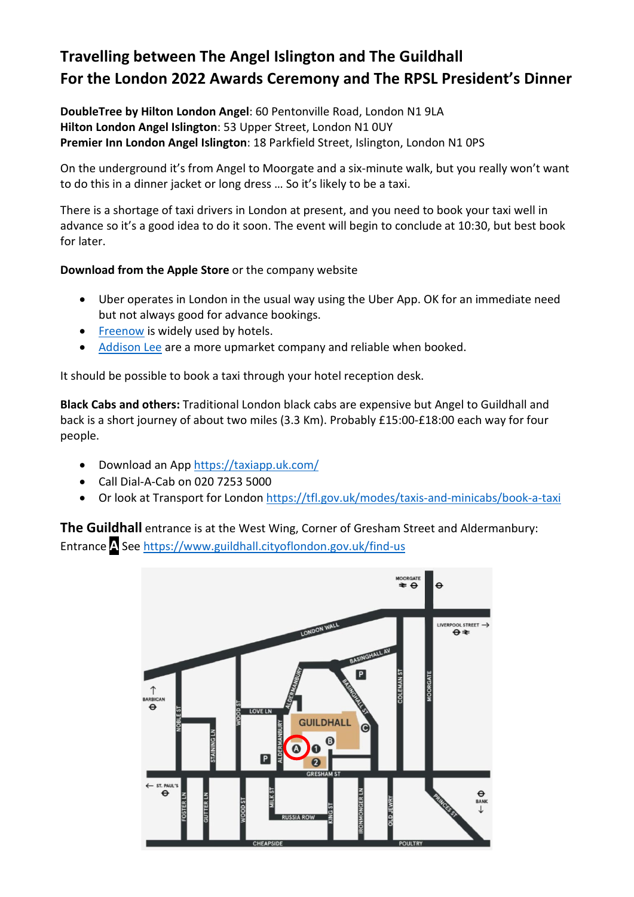# Travelling between The Angel Islington and The Guildhall
# For the London 2022 Awards Ceremony and The RPSL President's Dinner

**DoubleTree by Hilton London Angel**: 60 Pentonville Road, London N1 9LA
**Hilton London Angel Islington**: 53 Upper Street, London N1 0UY
**Premier Inn London Angel Islington**: 18 Parkfield Street, Islington, London N1 0PS

On the underground it's from Angel to Moorgate and a six-minute walk, but you really won't want to do this in a dinner jacket or long dress … So it's likely to be a taxi.

There is a shortage of taxi drivers in London at present, and you need to book your taxi well in advance so it's a good idea to do it soon. The event will begin to conclude at 10:30, but best book for later.

**Download from the Apple Store** or the company website

- Uber operates in London in the usual way using the Uber App. OK for an immediate need but not always good for advance bookings.
- Freenow is widely used by hotels.
- Addison Lee are a more upmarket company and reliable when booked.

It should be possible to book a taxi through your hotel reception desk.

**Black Cabs and others:** Traditional London black cabs are expensive but Angel to Guildhall and back is a short journey of about two miles (3.3 Km). Probably £15:00-£18:00 each way for four people.

- Download an App https://taxiapp.uk.com/
- Call Dial-A-Cab on 020 7253 5000
- Or look at Transport for London https://tfl.gov.uk/modes/taxis-and-minicabs/book-a-taxi

**The Guildhall** entrance is at the West Wing, Corner of Gresham Street and Aldermanbury: Entrance **A** See https://www.guildhall.cityoflondon.gov.uk/find-us